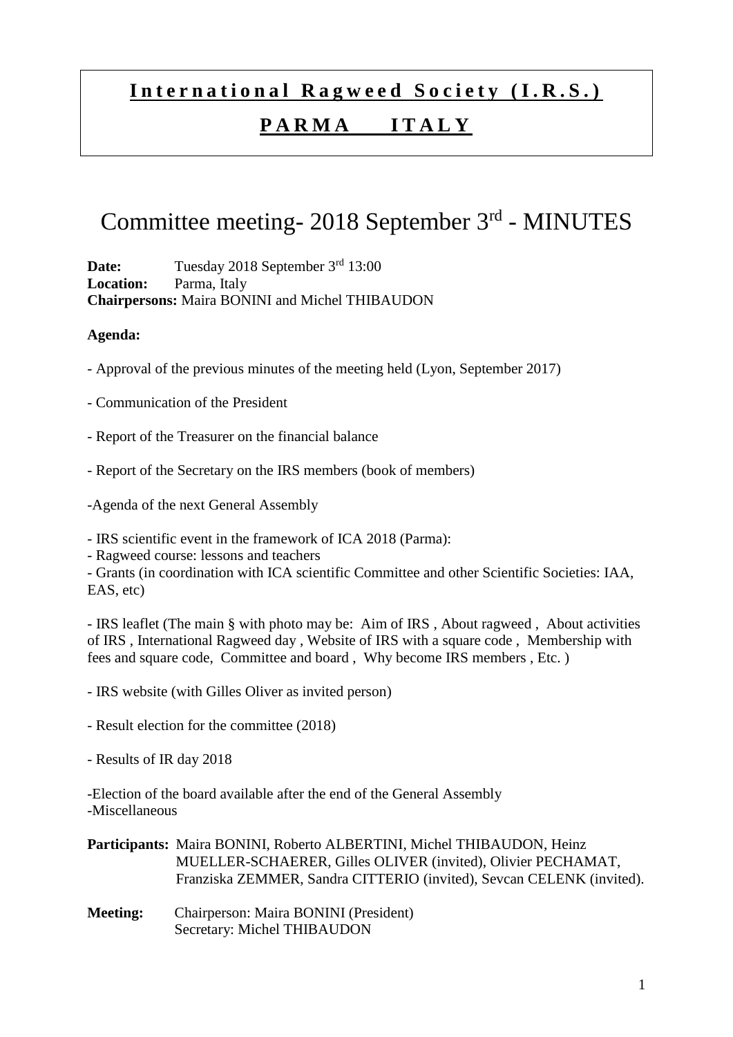# International Ragweed Society (I.R.S.)

## PARMA ITALY

# Committee meeting- 2018 September 3rd - MINUTES

**Date:** Tuesday 2018 September 3rd 13:00
**Location:** Parma, Italy
**Chairpersons:** Maira BONINI and Michel THIBAUDON

**Agenda:**

- Approval of the previous minutes of the meeting held (Lyon, September 2017)

- Communication of the President

- Report of the Treasurer on the financial balance

- Report of the Secretary on the IRS members (book of members)

-Agenda of the next General Assembly

- IRS scientific event in the framework of ICA 2018 (Parma):
- Ragweed course: lessons and teachers
- Grants (in coordination with ICA scientific Committee and other Scientific Societies: IAA, EAS, etc)

- IRS leaflet (The main § with photo may be: Aim of IRS , About ragweed , About activities of IRS , International Ragweed day , Website of IRS with a square code , Membership with fees and square code, Committee and board , Why become IRS members , Etc. )

- IRS website (with Gilles Oliver as invited person)

- Result election for the committee (2018)

- Results of IR day 2018

-Election of the board available after the end of the General Assembly
-Miscellaneous

**Participants:** Maira BONINI, Roberto ALBERTINI, Michel THIBAUDON, Heinz MUELLER-SCHAERER, Gilles OLIVER (invited), Olivier PECHAMAT, Franziska ZEMMER, Sandra CITTERIO (invited), Sevcan CELENK (invited).

**Meeting:** Chairperson: Maira BONINI (President)
Secretary: Michel THIBAUDON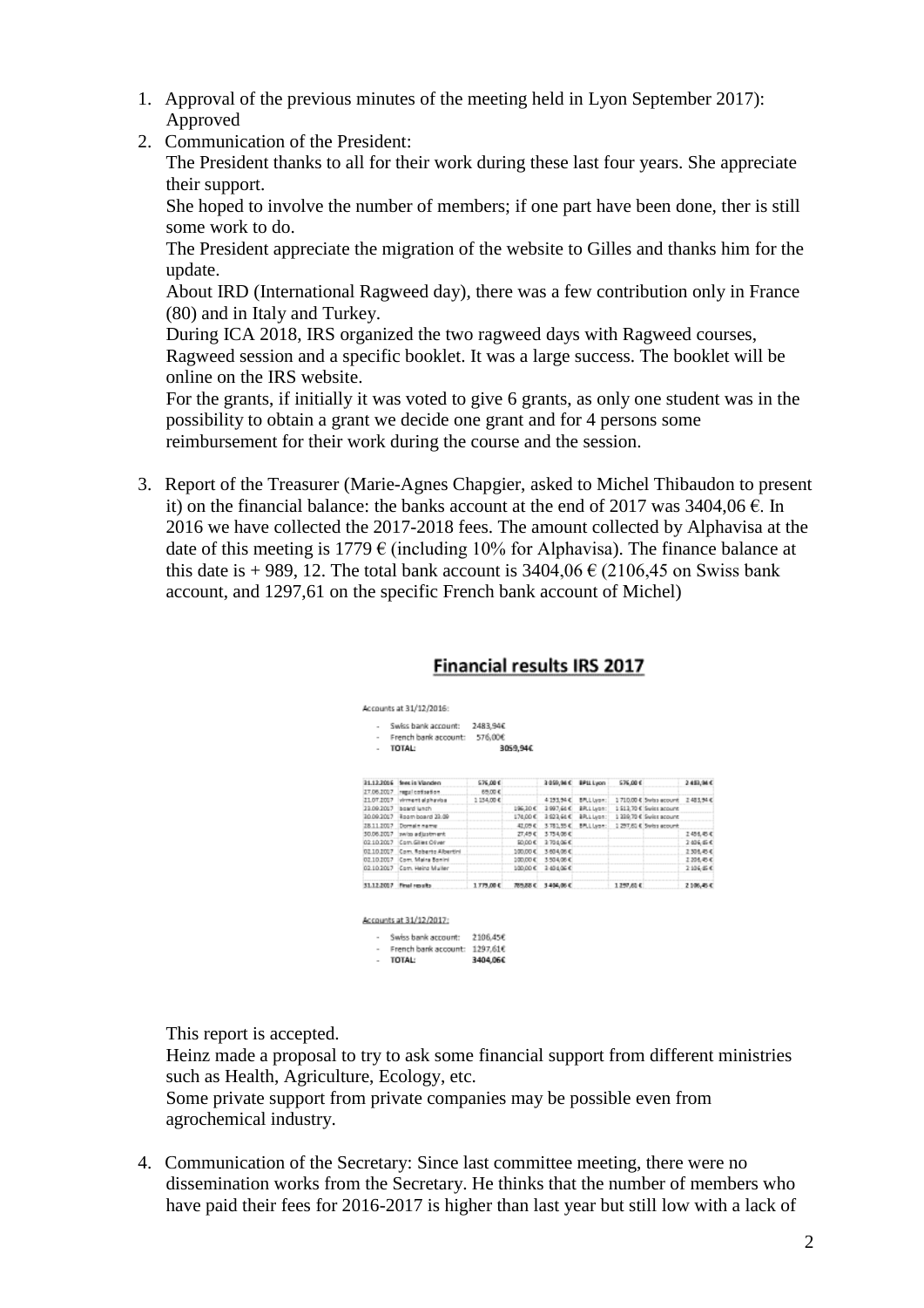1. Approval of the previous minutes of the meeting held in Lyon September 2017): Approved
2. Communication of the President:
   The President thanks to all for their work during these last four years. She appreciate their support.
   She hoped to involve the number of members; if one part have been done, ther is still some work to do.
   The President appreciate the migration of the website to Gilles and thanks him for the update.
   About IRD (International Ragweed day), there was a few contribution only in France (80) and in Italy and Turkey.
   During ICA 2018, IRS organized the two ragweed days with Ragweed courses, Ragweed session and a specific booklet. It was a large success. The booklet will be online on the IRS website.
   For the grants, if initially it was voted to give 6 grants, as only one student was in the possibility to obtain a grant we decide one grant and for 4 persons some reimbursement for their work during the course and the session.

3. Report of the Treasurer (Marie-Agnes Chapgier, asked to Michel Thibaudon to present it) on the financial balance: the banks account at the end of 2017 was 3404,06 €. In 2016 we have collected the 2017-2018 fees. The amount collected by Alphavisa at the date of this meeting is 1779 € (including 10% for Alphavisa). The finance balance at this date is + 989, 12. The total bank account is 3404,06 € (2106,45 on Swiss bank account, and 1297,61 on the specific French bank account of Michel)

## Financial results IRS 2017

Accounts at 31/12/2016:

- Swiss bank account: 2483,94€
- French bank account: 576,00€
- TOTAL: 3059,94€

| Date | Description | Credit | Debit | Balance | | French account | | Swiss account |
|---|---|---|---|---|---|---|---|---|
| 31.12.2016 | fees in Vianden | 576,00 € | | 3 059,94 € | BPLL Lyon | 576,00 € | | 2 483,94 € |
| 27.06.2017 | regul cotisation | 69,00 € | | | | | | |
| 21.07.2017 | virment alphavisa | 1 134,00 € | | 4 193,94 € | BPLL Lyon: | 1 710,00 € | Swiss account | 2 483,94 € |
| 23.09.2017 | board lunch | | 196,30 € | 3 997,64 € | BPLL Lyon: | 1 513,70 € | Swiss acount | |
| 30.09.2017 | Room board 23.09 | | 174,00 € | 3 823,64 € | BPLL Lyon: | 1 339,70 € | Swiss acount | |
| 28.11.2017 | Domain name | | 42,09 € | 3 781,55 € | BPLL Lyon: | 1 297,61 € | Swiss acount | |
| 30.06.2017 | swiss adjustment | | 27,49 € | 3 754,06 € | | | | 2 456,45 € |
| 02.10.2017 | Com.Gilles Oliver | | 50,00 € | 3 704,06 € | | | | 2 406,45 € |
| 02.10.2017 | Com. Roberto Albertini | | 100,00 € | 3 604,06 € | | | | 2 306,45 € |
| 02.10.2017 | Com. Maira Bonini | | 100,00 € | 3 504,06 € | | | | 2 206,45 € |
| 02.10.2017 | Com. Heinz Muller | | 100,00 € | 3 404,06 € | | | | 2 106,45 € |
| 31.12.2017 | Final results | 1 779,00 € | 789,88 € | 3 404,06 € | | 1 297,61 € | | 2 106,45 € |

Accounts at 31/12/2017:

- Swiss bank account: 2106,45€
- French bank account: 1297,61€
- TOTAL: 3404,06€

This report is accepted.
Heinz made a proposal to try to ask some financial support from different ministries such as Health, Agriculture, Ecology, etc.
Some private support from private companies may be possible even from agrochemical industry.

4. Communication of the Secretary: Since last committee meeting, there were no dissemination works from the Secretary. He thinks that the number of members who have paid their fees for 2016-2017 is higher than last year but still low with a lack of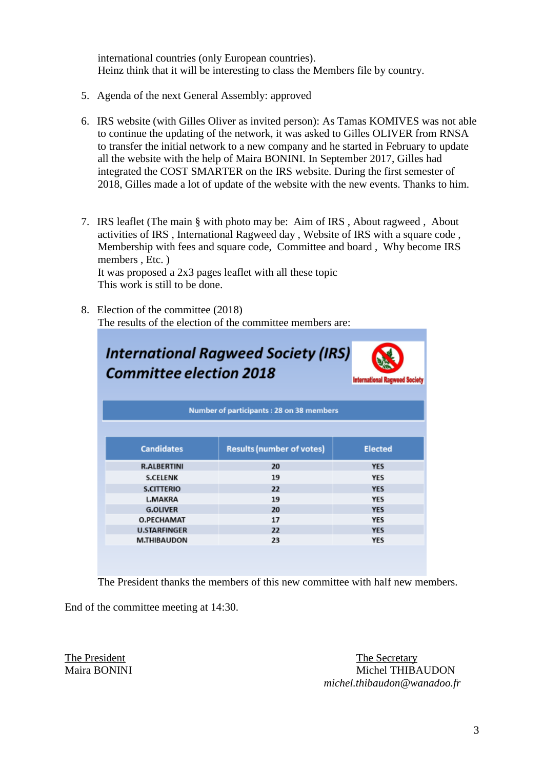international countries (only European countries).
Heinz think that it will be interesting to class the Members file by country.

5. Agenda of the next General Assembly: approved

6. IRS website (with Gilles Oliver as invited person): As Tamas KOMIVES was not able to continue the updating of the network, it was asked to Gilles OLIVER from RNSA to transfer the initial network to a new company and he started in February to update all the website with the help of Maira BONINI. In September 2017, Gilles had integrated the COST SMARTER on the IRS website. During the first semester of 2018, Gilles made a lot of update of the website with the new events. Thanks to him.

7. IRS leaflet (The main § with photo may be: Aim of IRS , About ragweed , About activities of IRS , International Ragweed day , Website of IRS with a square code , Membership with fees and square code, Committee and board , Why become IRS members , Etc. )
It was proposed a 2x3 pages leaflet with all these topic
This work is still to be done.

8. Election of the committee (2018)
The results of the election of the committee members are:

**International Ragweed Society (IRS)**
**Committee election 2018**

International Ragweed Society

Number of participants : 28 on 38 members

| Candidates | Results (number of votes) | Elected |
|---|---|---|
| R.ALBERTINI | 20 | YES |
| S.CELENK | 19 | YES |
| S.CITTERIO | 22 | YES |
| L.MAKRA | 19 | YES |
| G.OLIVER | 20 | YES |
| O.PECHAMAT | 17 | YES |
| U.STARFINGER | 22 | YES |
| M.THIBAUDON | 23 | YES |

The President thanks the members of this new committee with half new members.

End of the committee meeting at 14:30.

The President
Maira BONINI

The Secretary
Michel THIBAUDON
*michel.thibaudon@wanadoo.fr*